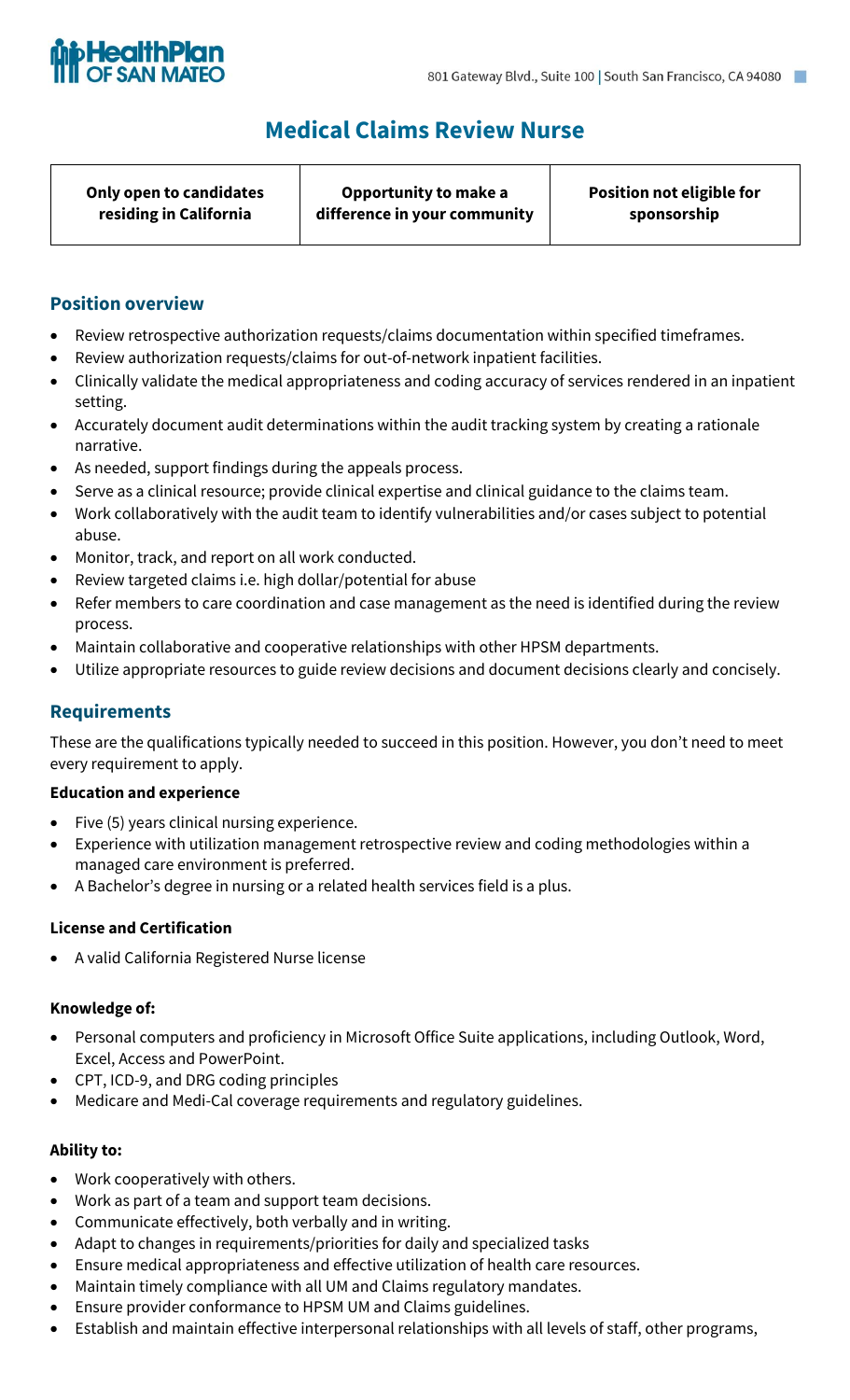HealthPlan OF SAN MATEO

801 Gateway Blvd., Suite 100 | South San Francisco, CA 94080

# Medical Claims Review Nurse

| Only open to candidates residing in California | Opportunity to make a difference in your community | Position not eligible for sponsorship |
|---|---|---|

## Position overview

- Review retrospective authorization requests/claims documentation within specified timeframes.
- Review authorization requests/claims for out-of-network inpatient facilities.
- Clinically validate the medical appropriateness and coding accuracy of services rendered in an inpatient setting.
- Accurately document audit determinations within the audit tracking system by creating a rationale narrative.
- As needed, support findings during the appeals process.
- Serve as a clinical resource; provide clinical expertise and clinical guidance to the claims team.
- Work collaboratively with the audit team to identify vulnerabilities and/or cases subject to potential abuse.
- Monitor, track, and report on all work conducted.
- Review targeted claims i.e. high dollar/potential for abuse
- Refer members to care coordination and case management as the need is identified during the review process.
- Maintain collaborative and cooperative relationships with other HPSM departments.
- Utilize appropriate resources to guide review decisions and document decisions clearly and concisely.

## Requirements

These are the qualifications typically needed to succeed in this position. However, you don't need to meet every requirement to apply.

**Education and experience**

- Five (5) years clinical nursing experience.
- Experience with utilization management retrospective review and coding methodologies within a managed care environment is preferred.
- A Bachelor's degree in nursing or a related health services field is a plus.

**License and Certification**

- A valid California Registered Nurse license

**Knowledge of:**

- Personal computers and proficiency in Microsoft Office Suite applications, including Outlook, Word, Excel, Access and PowerPoint.
- CPT, ICD-9, and DRG coding principles
- Medicare and Medi-Cal coverage requirements and regulatory guidelines.

**Ability to:**

- Work cooperatively with others.
- Work as part of a team and support team decisions.
- Communicate effectively, both verbally and in writing.
- Adapt to changes in requirements/priorities for daily and specialized tasks
- Ensure medical appropriateness and effective utilization of health care resources.
- Maintain timely compliance with all UM and Claims regulatory mandates.
- Ensure provider conformance to HPSM UM and Claims guidelines.
- Establish and maintain effective interpersonal relationships with all levels of staff, other programs,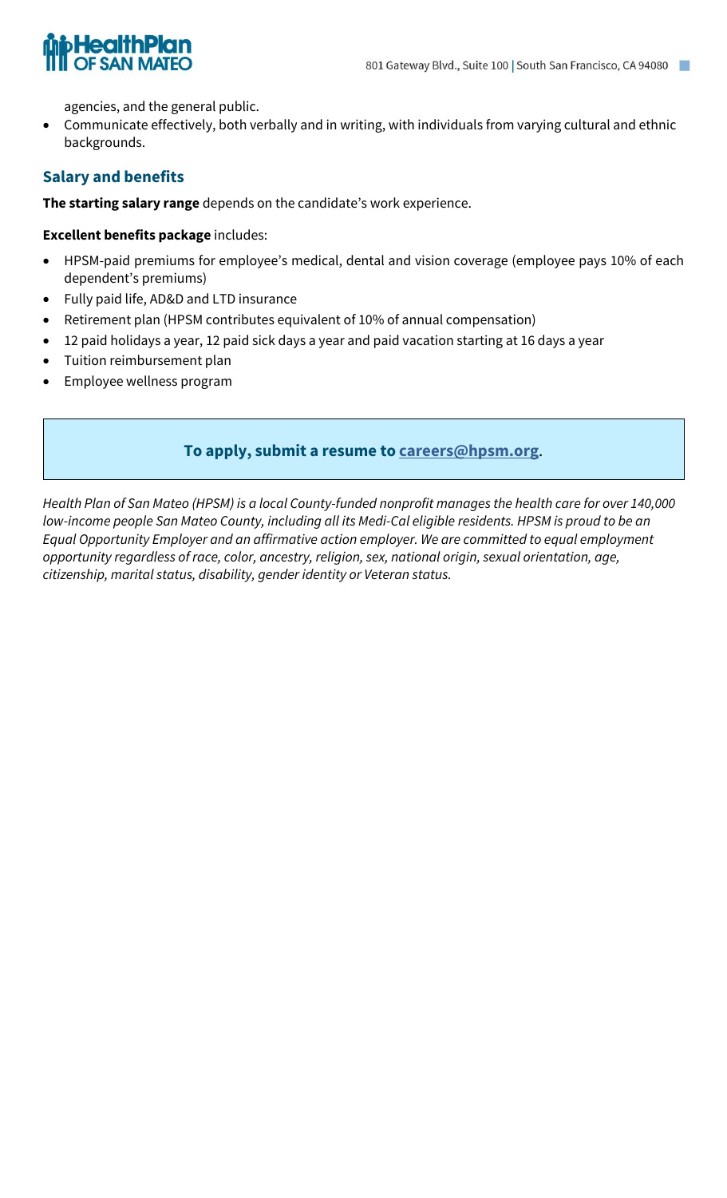agencies, and the general public.
- Communicate effectively, both verbally and in writing, with individuals from varying cultural and ethnic backgrounds.

## Salary and benefits

**The starting salary range** depends on the candidate's work experience.

**Excellent benefits package** includes:

- HPSM-paid premiums for employee's medical, dental and vision coverage (employee pays 10% of each dependent's premiums)
- Fully paid life, AD&D and LTD insurance
- Retirement plan (HPSM contributes equivalent of 10% of annual compensation)
- 12 paid holidays a year, 12 paid sick days a year and paid vacation starting at 16 days a year
- Tuition reimbursement plan
- Employee wellness program

**To apply, submit a resume to [careers@hpsm.org](mailto:careers@hpsm.org).**

*Health Plan of San Mateo (HPSM) is a local County-funded nonprofit manages the health care for over 140,000 low-income people San Mateo County, including all its Medi-Cal eligible residents. HPSM is proud to be an Equal Opportunity Employer and an affirmative action employer. We are committed to equal employment opportunity regardless of race, color, ancestry, religion, sex, national origin, sexual orientation, age, citizenship, marital status, disability, gender identity or Veteran status.*